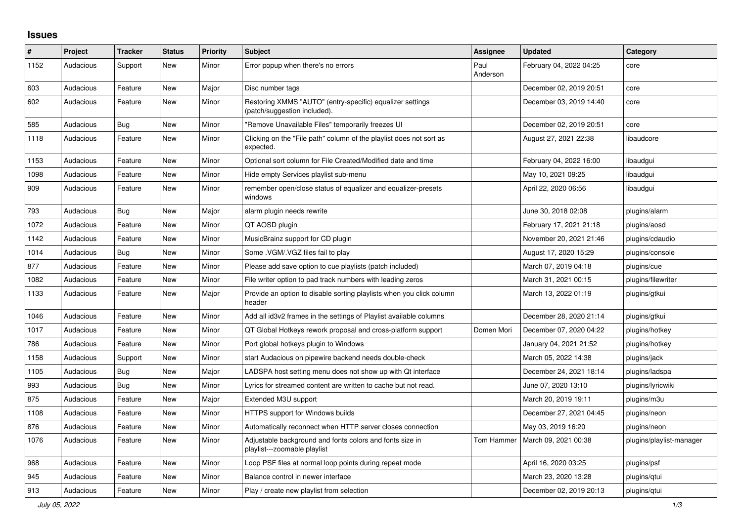## Issues

| # | Project | Tracker | Status | Priority | Subject | Assignee | Updated | Category |
|---|---|---|---|---|---|---|---|---|
| 1152 | Audacious | Support | New | Minor | Error popup when there's no errors | Paul Anderson | February 04, 2022 04:25 | core |
| 603 | Audacious | Feature | New | Major | Disc number tags | | December 02, 2019 20:51 | core |
| 602 | Audacious | Feature | New | Minor | Restoring XMMS "AUTO" (entry-specific) equalizer settings (patch/suggestion included). | | December 03, 2019 14:40 | core |
| 585 | Audacious | Bug | New | Minor | "Remove Unavailable Files" temporarily freezes UI | | December 02, 2019 20:51 | core |
| 1118 | Audacious | Feature | New | Minor | Clicking on the "File path" column of the playlist does not sort as expected. | | August 27, 2021 22:38 | libaudcore |
| 1153 | Audacious | Feature | New | Minor | Optional sort column for File Created/Modified date and time | | February 04, 2022 16:00 | libaudgui |
| 1098 | Audacious | Feature | New | Minor | Hide empty Services playlist sub-menu | | May 10, 2021 09:25 | libaudgui |
| 909 | Audacious | Feature | New | Minor | remember open/close status of equalizer and equalizer-presets windows | | April 22, 2020 06:56 | libaudgui |
| 793 | Audacious | Bug | New | Major | alarm plugin needs rewrite | | June 30, 2018 02:08 | plugins/alarm |
| 1072 | Audacious | Feature | New | Minor | QT AOSD plugin | | February 17, 2021 21:18 | plugins/aosd |
| 1142 | Audacious | Feature | New | Minor | MusicBrainz support for CD plugin | | November 20, 2021 21:46 | plugins/cdaudio |
| 1014 | Audacious | Bug | New | Minor | Some .VGM/.VGZ files fail to play | | August 17, 2020 15:29 | plugins/console |
| 877 | Audacious | Feature | New | Minor | Please add save option to cue playlists (patch included) | | March 07, 2019 04:18 | plugins/cue |
| 1082 | Audacious | Feature | New | Minor | File writer option to pad track numbers with leading zeros | | March 31, 2021 00:15 | plugins/filewriter |
| 1133 | Audacious | Feature | New | Major | Provide an option to disable sorting playlists when you click column header | | March 13, 2022 01:19 | plugins/gtkui |
| 1046 | Audacious | Feature | New | Minor | Add all id3v2 frames in the settings of Playlist available columns | | December 28, 2020 21:14 | plugins/gtkui |
| 1017 | Audacious | Feature | New | Minor | QT Global Hotkeys rework proposal and cross-platform support | Domen Mori | December 07, 2020 04:22 | plugins/hotkey |
| 786 | Audacious | Feature | New | Minor | Port global hotkeys plugin to Windows | | January 04, 2021 21:52 | plugins/hotkey |
| 1158 | Audacious | Support | New | Minor | start Audacious on pipewire backend needs double-check | | March 05, 2022 14:38 | plugins/jack |
| 1105 | Audacious | Bug | New | Major | LADSPA host setting menu does not show up with Qt interface | | December 24, 2021 18:14 | plugins/ladspa |
| 993 | Audacious | Bug | New | Minor | Lyrics for streamed content are written to cache but not read. | | June 07, 2020 13:10 | plugins/lyricwiki |
| 875 | Audacious | Feature | New | Major | Extended M3U support | | March 20, 2019 19:11 | plugins/m3u |
| 1108 | Audacious | Feature | New | Minor | HTTPS support for Windows builds | | December 27, 2021 04:45 | plugins/neon |
| 876 | Audacious | Feature | New | Minor | Automatically reconnect when HTTP server closes connection | | May 03, 2019 16:20 | plugins/neon |
| 1076 | Audacious | Feature | New | Minor | Adjustable background and fonts colors and fonts size in playlist---zoomable playlist | Tom Hammer | March 09, 2021 00:38 | plugins/playlist-manager |
| 968 | Audacious | Feature | New | Minor | Loop PSF files at normal loop points during repeat mode | | April 16, 2020 03:25 | plugins/psf |
| 945 | Audacious | Feature | New | Minor | Balance control in newer interface | | March 23, 2020 13:28 | plugins/qtui |
| 913 | Audacious | Feature | New | Minor | Play / create new playlist from selection | | December 02, 2019 20:13 | plugins/qtui |

*July 05, 2022*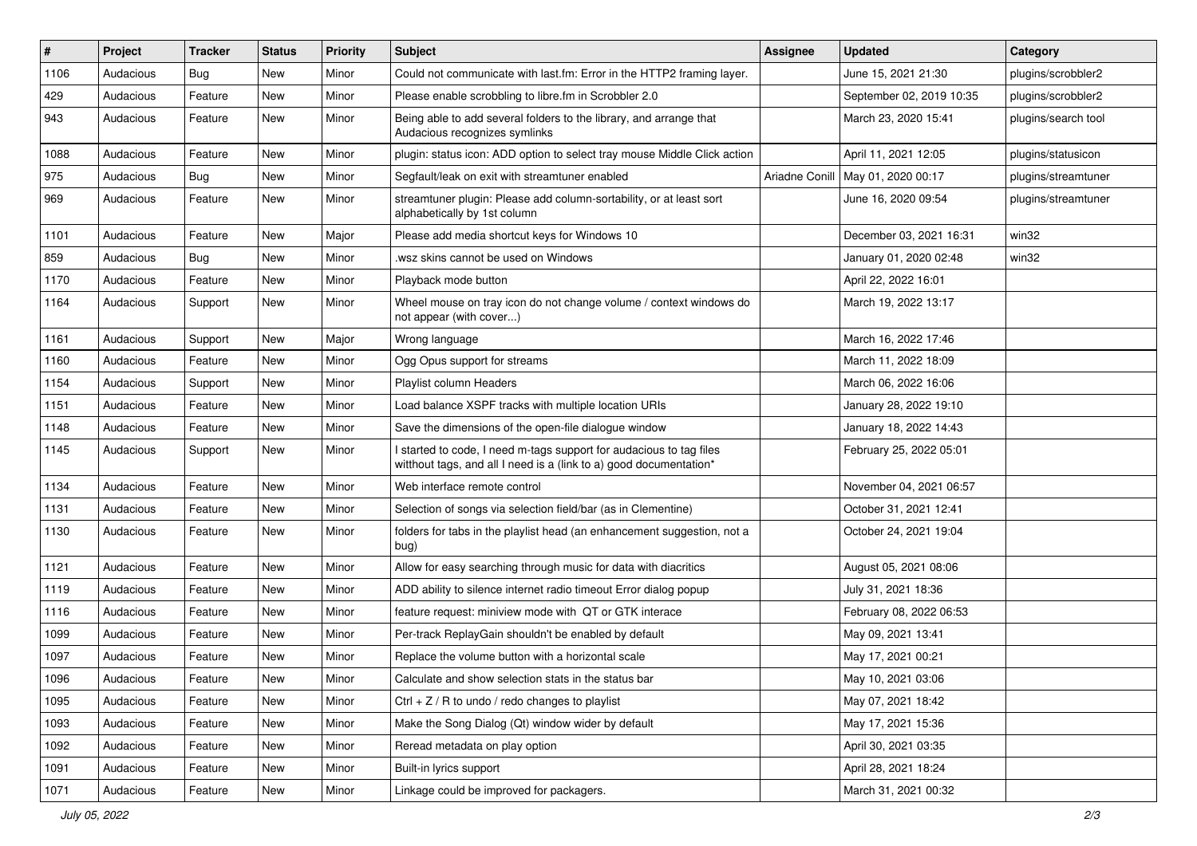| # | Project | Tracker | Status | Priority | Subject | Assignee | Updated | Category |
|---|---|---|---|---|---|---|---|---|
| 1106 | Audacious | Bug | New | Minor | Could not communicate with last.fm: Error in the HTTP2 framing layer. | | June 15, 2021 21:30 | plugins/scrobbler2 |
| 429 | Audacious | Feature | New | Minor | Please enable scrobbling to libre.fm in Scrobbler 2.0 | | September 02, 2019 10:35 | plugins/scrobbler2 |
| 943 | Audacious | Feature | New | Minor | Being able to add several folders to the library, and arrange that Audacious recognizes symlinks | | March 23, 2020 15:41 | plugins/search tool |
| 1088 | Audacious | Feature | New | Minor | plugin: status icon: ADD option to select tray mouse Middle Click action | | April 11, 2021 12:05 | plugins/statusicon |
| 975 | Audacious | Bug | New | Minor | Segfault/leak on exit with streamtuner enabled | Ariadne Conill | May 01, 2020 00:17 | plugins/streamtuner |
| 969 | Audacious | Feature | New | Minor | streamtuner plugin: Please add column-sortability, or at least sort alphabetically by 1st column | | June 16, 2020 09:54 | plugins/streamtuner |
| 1101 | Audacious | Feature | New | Major | Please add media shortcut keys for Windows 10 | | December 03, 2021 16:31 | win32 |
| 859 | Audacious | Bug | New | Minor | .wsz skins cannot be used on Windows | | January 01, 2020 02:48 | win32 |
| 1170 | Audacious | Feature | New | Minor | Playback mode button | | April 22, 2022 16:01 | |
| 1164 | Audacious | Support | New | Minor | Wheel mouse on tray icon do not change volume / context windows do not appear (with cover...) | | March 19, 2022 13:17 | |
| 1161 | Audacious | Support | New | Major | Wrong language | | March 16, 2022 17:46 | |
| 1160 | Audacious | Feature | New | Minor | Ogg Opus support for streams | | March 11, 2022 18:09 | |
| 1154 | Audacious | Support | New | Minor | Playlist column Headers | | March 06, 2022 16:06 | |
| 1151 | Audacious | Feature | New | Minor | Load balance XSPF tracks with multiple location URIs | | January 28, 2022 19:10 | |
| 1148 | Audacious | Feature | New | Minor | Save the dimensions of the open-file dialogue window | | January 18, 2022 14:43 | |
| 1145 | Audacious | Support | New | Minor | I started to code, I need m-tags support for audacious to tag files witthout tags, and all I need is a (link to a) good documentation* | | February 25, 2022 05:01 | |
| 1134 | Audacious | Feature | New | Minor | Web interface remote control | | November 04, 2021 06:57 | |
| 1131 | Audacious | Feature | New | Minor | Selection of songs via selection field/bar (as in Clementine) | | October 31, 2021 12:41 | |
| 1130 | Audacious | Feature | New | Minor | folders for tabs in the playlist head (an enhancement suggestion, not a bug) | | October 24, 2021 19:04 | |
| 1121 | Audacious | Feature | New | Minor | Allow for easy searching through music for data with diacritics | | August 05, 2021 08:06 | |
| 1119 | Audacious | Feature | New | Minor | ADD ability to silence internet radio timeout Error dialog popup | | July 31, 2021 18:36 | |
| 1116 | Audacious | Feature | New | Minor | feature request: miniview mode with QT or GTK interace | | February 08, 2022 06:53 | |
| 1099 | Audacious | Feature | New | Minor | Per-track ReplayGain shouldn't be enabled by default | | May 09, 2021 13:41 | |
| 1097 | Audacious | Feature | New | Minor | Replace the volume button with a horizontal scale | | May 17, 2021 00:21 | |
| 1096 | Audacious | Feature | New | Minor | Calculate and show selection stats in the status bar | | May 10, 2021 03:06 | |
| 1095 | Audacious | Feature | New | Minor | Ctrl + Z / R to undo / redo changes to playlist | | May 07, 2021 18:42 | |
| 1093 | Audacious | Feature | New | Minor | Make the Song Dialog (Qt) window wider by default | | May 17, 2021 15:36 | |
| 1092 | Audacious | Feature | New | Minor | Reread metadata on play option | | April 30, 2021 03:35 | |
| 1091 | Audacious | Feature | New | Minor | Built-in lyrics support | | April 28, 2021 18:24 | |
| 1071 | Audacious | Feature | New | Minor | Linkage could be improved for packagers. | | March 31, 2021 00:32 | |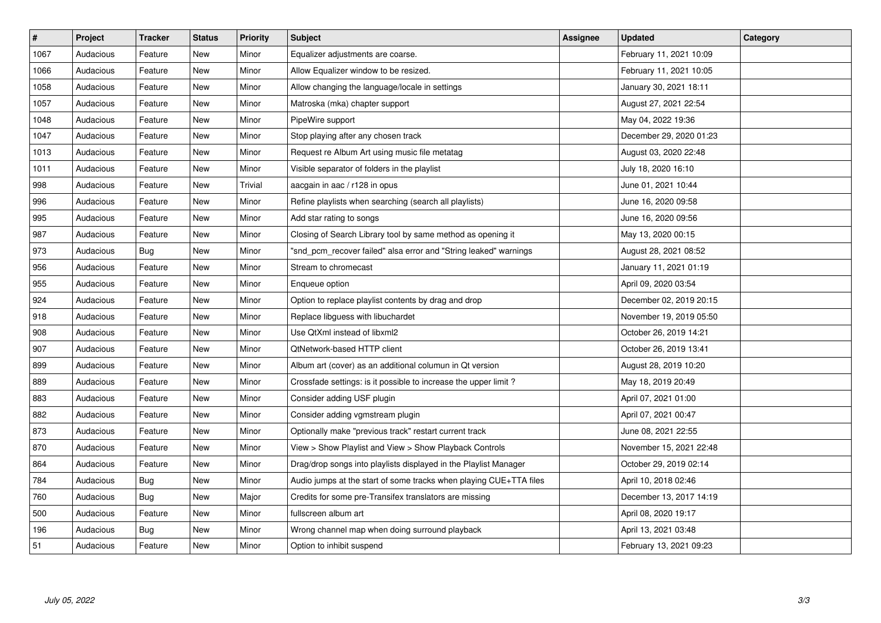| # | Project | Tracker | Status | Priority | Subject | Assignee | Updated | Category |
|---|---|---|---|---|---|---|---|---|
| 1067 | Audacious | Feature | New | Minor | Equalizer adjustments are coarse. | | February 11, 2021 10:09 | |
| 1066 | Audacious | Feature | New | Minor | Allow Equalizer window to be resized. | | February 11, 2021 10:05 | |
| 1058 | Audacious | Feature | New | Minor | Allow changing the language/locale in settings | | January 30, 2021 18:11 | |
| 1057 | Audacious | Feature | New | Minor | Matroska (mka) chapter support | | August 27, 2021 22:54 | |
| 1048 | Audacious | Feature | New | Minor | PipeWire support | | May 04, 2022 19:36 | |
| 1047 | Audacious | Feature | New | Minor | Stop playing after any chosen track | | December 29, 2020 01:23 | |
| 1013 | Audacious | Feature | New | Minor | Request re Album Art using music file metatag | | August 03, 2020 22:48 | |
| 1011 | Audacious | Feature | New | Minor | Visible separator of folders in the playlist | | July 18, 2020 16:10 | |
| 998 | Audacious | Feature | New | Trivial | aacgain in aac / r128 in opus | | June 01, 2021 10:44 | |
| 996 | Audacious | Feature | New | Minor | Refine playlists when searching (search all playlists) | | June 16, 2020 09:58 | |
| 995 | Audacious | Feature | New | Minor | Add star rating to songs | | June 16, 2020 09:56 | |
| 987 | Audacious | Feature | New | Minor | Closing of Search Library tool by same method as opening it | | May 13, 2020 00:15 | |
| 973 | Audacious | Bug | New | Minor | "snd_pcm_recover failed" alsa error and "String leaked" warnings | | August 28, 2021 08:52 | |
| 956 | Audacious | Feature | New | Minor | Stream to chromecast | | January 11, 2021 01:19 | |
| 955 | Audacious | Feature | New | Minor | Enqueue option | | April 09, 2020 03:54 | |
| 924 | Audacious | Feature | New | Minor | Option to replace playlist contents by drag and drop | | December 02, 2019 20:15 | |
| 918 | Audacious | Feature | New | Minor | Replace libguess with libuchardet | | November 19, 2019 05:50 | |
| 908 | Audacious | Feature | New | Minor | Use QtXml instead of libxml2 | | October 26, 2019 14:21 | |
| 907 | Audacious | Feature | New | Minor | QtNetwork-based HTTP client | | October 26, 2019 13:41 | |
| 899 | Audacious | Feature | New | Minor | Album art (cover) as an additional columun in Qt version | | August 28, 2019 10:20 | |
| 889 | Audacious | Feature | New | Minor | Crossfade settings: is it possible to increase the upper limit ? | | May 18, 2019 20:49 | |
| 883 | Audacious | Feature | New | Minor | Consider adding USF plugin | | April 07, 2021 01:00 | |
| 882 | Audacious | Feature | New | Minor | Consider adding vgmstream plugin | | April 07, 2021 00:47 | |
| 873 | Audacious | Feature | New | Minor | Optionally make "previous track" restart current track | | June 08, 2021 22:55 | |
| 870 | Audacious | Feature | New | Minor | View > Show Playlist and View > Show Playback Controls | | November 15, 2021 22:48 | |
| 864 | Audacious | Feature | New | Minor | Drag/drop songs into playlists displayed in the Playlist Manager | | October 29, 2019 02:14 | |
| 784 | Audacious | Bug | New | Minor | Audio jumps at the start of some tracks when playing CUE+TTA files | | April 10, 2018 02:46 | |
| 760 | Audacious | Bug | New | Major | Credits for some pre-Transifex translators are missing | | December 13, 2017 14:19 | |
| 500 | Audacious | Feature | New | Minor | fullscreen album art | | April 08, 2020 19:17 | |
| 196 | Audacious | Bug | New | Minor | Wrong channel map when doing surround playback | | April 13, 2021 03:48 | |
| 51 | Audacious | Feature | New | Minor | Option to inhibit suspend | | February 13, 2021 09:23 | |

*July 05, 2022*